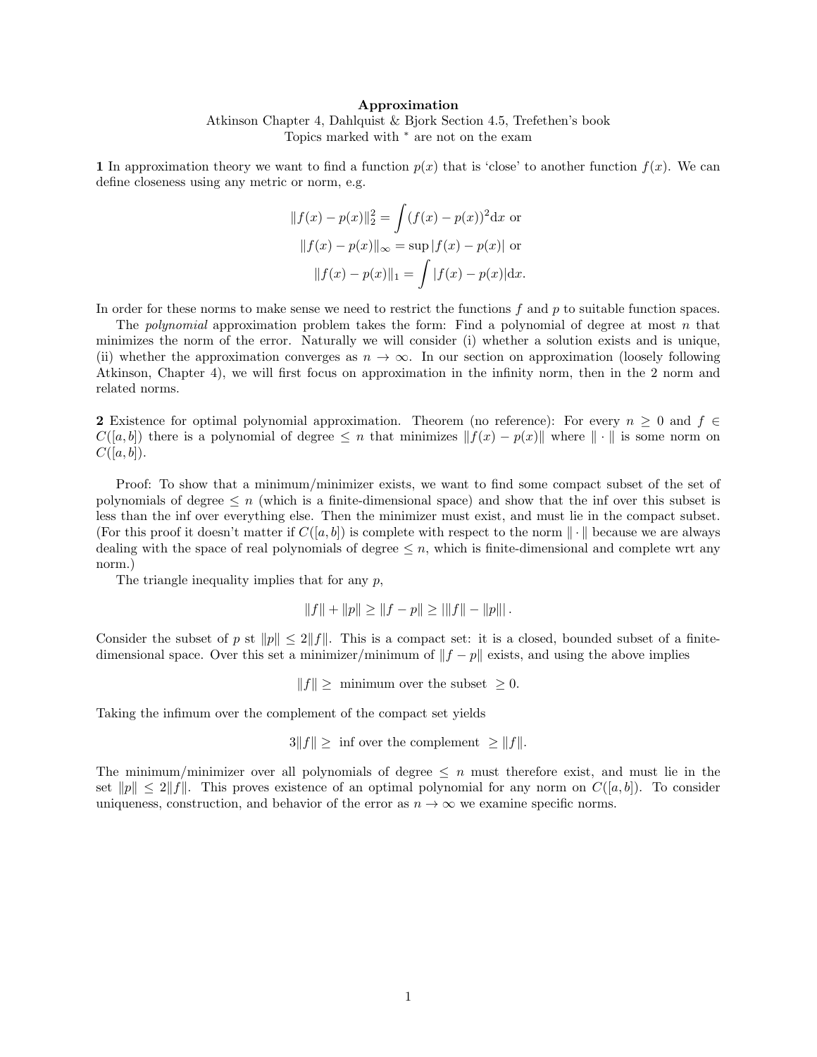# Approximation

Atkinson Chapter 4, Dahlquist & Bjork Section 4.5, Trefethen's book
Topics marked with * are not on the exam

**1** In approximation theory we want to find a function $p(x)$ that is 'close' to another function $f(x)$. We can define closeness using any metric or norm, e.g.

$$\|f(x) - p(x)\|_2^2 = \int (f(x) - p(x))^2 \mathrm{d}x \text{ or}$$
$$\|f(x) - p(x)\|_\infty = \sup |f(x) - p(x)| \text{ or}$$
$$\|f(x) - p(x)\|_1 = \int |f(x) - p(x)| \mathrm{d}x.$$

In order for these norms to make sense we need to restrict the functions $f$ and $p$ to suitable function spaces.

The *polynomial* approximation problem takes the form: Find a polynomial of degree at most $n$ that minimizes the norm of the error. Naturally we will consider (i) whether a solution exists and is unique, (ii) whether the approximation converges as $n \to \infty$. In our section on approximation (loosely following Atkinson, Chapter 4), we will first focus on approximation in the infinity norm, then in the 2 norm and related norms.

**2** Existence for optimal polynomial approximation. Theorem (no reference): For every $n \geq 0$ and $f \in C([a, b])$ there is a polynomial of degree $\leq n$ that minimizes $\|f(x) - p(x)\|$ where $\|\cdot\|$ is some norm on $C([a, b])$.

Proof: To show that a minimum/minimizer exists, we want to find some compact subset of the set of polynomials of degree $\leq n$ (which is a finite-dimensional space) and show that the inf over this subset is less than the inf over everything else. Then the minimizer must exist, and must lie in the compact subset. (For this proof it doesn't matter if $C([a, b])$ is complete with respect to the norm $\|\cdot\|$ because we are always dealing with the space of real polynomials of degree $\leq n$, which is finite-dimensional and complete wrt any norm.)

The triangle inequality implies that for any $p$,

$$\|f\| + \|p\| \geq \|f - p\| \geq |\|f\| - \|p\||.$$

Consider the subset of $p$ st $\|p\| \leq 2\|f\|$. This is a compact set: it is a closed, bounded subset of a finite-dimensional space. Over this set a minimizer/minimum of $\|f - p\|$ exists, and using the above implies

$$\|f\| \geq \text{ minimum over the subset } \geq 0.$$

Taking the infimum over the complement of the compact set yields

$$3\|f\| \geq \text{ inf over the complement } \geq \|f\|.$$

The minimum/minimizer over all polynomials of degree $\leq n$ must therefore exist, and must lie in the set $\|p\| \leq 2\|f\|$. This proves existence of an optimal polynomial for any norm on $C([a, b])$. To consider uniqueness, construction, and behavior of the error as $n \to \infty$ we examine specific norms.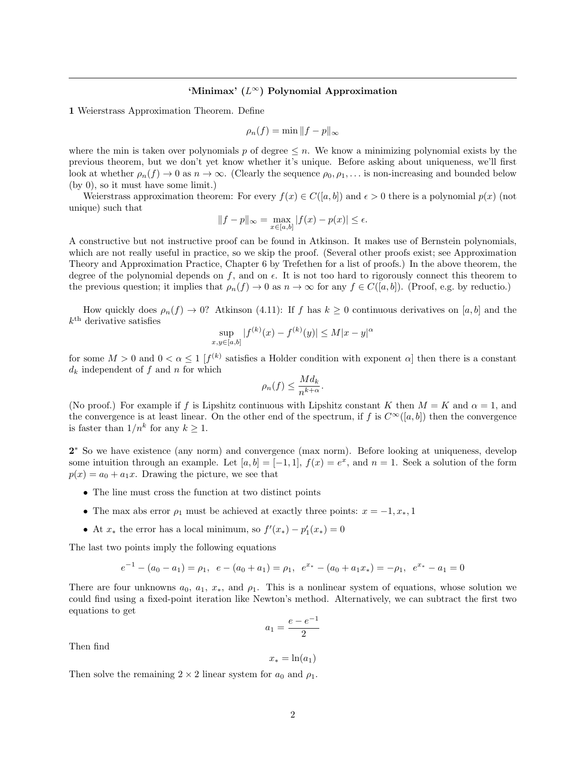## 'Minimax' ($L^\infty$) Polynomial Approximation

**1** Weierstrass Approximation Theorem. Define

$$\rho_n(f) = \min \|f - p\|_\infty$$

where the min is taken over polynomials $p$ of degree $\leq n$. We know a minimizing polynomial exists by the previous theorem, but we don't yet know whether it's unique. Before asking about uniqueness, we'll first look at whether $\rho_n(f) \to 0$ as $n \to \infty$. (Clearly the sequence $\rho_0, \rho_1, \ldots$ is non-increasing and bounded below (by 0), so it must have some limit.)

Weierstrass approximation theorem: For every $f(x) \in C([a,b])$ and $\epsilon > 0$ there is a polynomial $p(x)$ (not unique) such that

$$\|f - p\|_\infty = \max_{x \in [a,b]} |f(x) - p(x)| \leq \epsilon.$$

A constructive but not instructive proof can be found in Atkinson. It makes use of Bernstein polynomials, which are not really useful in practice, so we skip the proof. (Several other proofs exist; see Approximation Theory and Approximation Practice, Chapter 6 by Trefethen for a list of proofs.) In the above theorem, the degree of the polynomial depends on $f$, and on $\epsilon$. It is not too hard to rigorously connect this theorem to the previous question; it implies that $\rho_n(f) \to 0$ as $n \to \infty$ for any $f \in C([a,b])$. (Proof, e.g. by reductio.)

How quickly does $\rho_n(f) \to 0$? Atkinson (4.11): If $f$ has $k \geq 0$ continuous derivatives on $[a,b]$ and the $k^{\text{th}}$ derivative satisfies

$$\sup_{x,y \in [a,b]} |f^{(k)}(x) - f^{(k)}(y)| \leq M|x - y|^\alpha$$

for some $M > 0$ and $0 < \alpha \leq 1$ [$f^{(k)}$ satisfies a Holder condition with exponent $\alpha$] then there is a constant $d_k$ independent of $f$ and $n$ for which

$$\rho_n(f) \leq \frac{M d_k}{n^{k+\alpha}}.$$

(No proof.) For example if $f$ is Lipshitz continuous with Lipshitz constant $K$ then $M = K$ and $\alpha = 1$, and the convergence is at least linear. On the other end of the spectrum, if $f$ is $C^\infty([a,b])$ then the convergence is faster than $1/n^k$ for any $k \geq 1$.

**2*** So we have existence (any norm) and convergence (max norm). Before looking at uniqueness, develop some intuition through an example. Let $[a,b] = [-1,1]$, $f(x) = e^x$, and $n = 1$. Seek a solution of the form $p(x) = a_0 + a_1 x$. Drawing the picture, we see that

- The line must cross the function at two distinct points
- The max abs error $\rho_1$ must be achieved at exactly three points: $x = -1, x_*, 1$
- At $x_*$ the error has a local minimum, so $f'(x_*) - p_1'(x_*) = 0$

The last two points imply the following equations

$$e^{-1} - (a_0 - a_1) = \rho_1, \;\; e - (a_0 + a_1) = \rho_1, \;\; e^{x_*} - (a_0 + a_1 x_*) = -\rho_1, \;\; e^{x_*} - a_1 = 0$$

There are four unknowns $a_0$, $a_1$, $x_*$, and $\rho_1$. This is a nonlinear system of equations, whose solution we could find using a fixed-point iteration like Newton's method. Alternatively, we can subtract the first two equations to get

$$a_1 = \frac{e - e^{-1}}{2}$$

Then find

$$x_* = \ln(a_1)$$

Then solve the remaining $2 \times 2$ linear system for $a_0$ and $\rho_1$.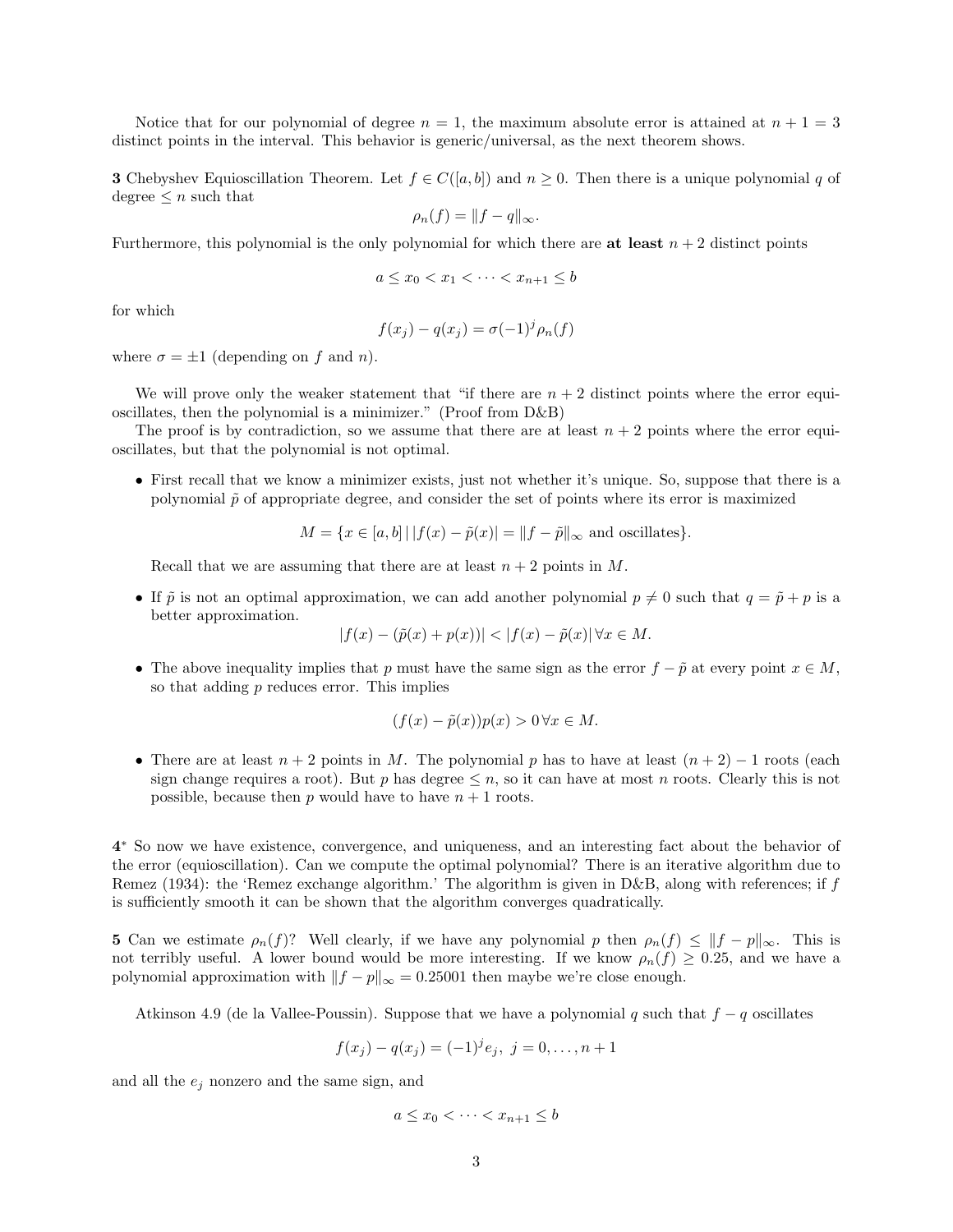Notice that for our polynomial of degree $n = 1$, the maximum absolute error is attained at $n + 1 = 3$ distinct points in the interval. This behavior is generic/universal, as the next theorem shows.

**3** Chebyshev Equioscillation Theorem. Let $f \in C([a, b])$ and $n \geq 0$. Then there is a unique polynomial $q$ of degree $\leq n$ such that

$$\rho_n(f) = \|f - q\|_\infty.$$

Furthermore, this polynomial is the only polynomial for which there are **at least** $n + 2$ distinct points

$$a \leq x_0 < x_1 < \cdots < x_{n+1} \leq b$$

for which

$$f(x_j) - q(x_j) = \sigma(-1)^j \rho_n(f)$$

where $\sigma = \pm 1$ (depending on $f$ and $n$).

We will prove only the weaker statement that "if there are $n + 2$ distinct points where the error equioscillates, then the polynomial is a minimizer." (Proof from D&B)

The proof is by contradiction, so we assume that there are at least $n + 2$ points where the error equioscillates, but that the polynomial is not optimal.

- First recall that we know a minimizer exists, just not whether it's unique. So, suppose that there is a polynomial $\tilde{p}$ of appropriate degree, and consider the set of points where its error is maximized

  $$M = \{x \in [a, b] \,|\, |f(x) - \tilde{p}(x)| = \|f - \tilde{p}\|_\infty \text{ and oscillates}\}.$$

  Recall that we are assuming that there are at least $n + 2$ points in $M$.

- If $\tilde{p}$ is not an optimal approximation, we can add another polynomial $p \neq 0$ such that $q = \tilde{p} + p$ is a better approximation.

  $$|f(x) - (\tilde{p}(x) + p(x))| < |f(x) - \tilde{p}(x)| \, \forall x \in M.$$

- The above inequality implies that $p$ must have the same sign as the error $f - \tilde{p}$ at every point $x \in M$, so that adding $p$ reduces error. This implies

  $$(f(x) - \tilde{p}(x))p(x) > 0 \, \forall x \in M.$$

- There are at least $n + 2$ points in $M$. The polynomial $p$ has to have at least $(n + 2) - 1$ roots (each sign change requires a root). But $p$ has degree $\leq n$, so it can have at most $n$ roots. Clearly this is not possible, because then $p$ would have to have $n + 1$ roots.

**4*** So now we have existence, convergence, and uniqueness, and an interesting fact about the behavior of the error (equioscillation). Can we compute the optimal polynomial? There is an iterative algorithm due to Remez (1934): the 'Remez exchange algorithm.' The algorithm is given in D&B, along with references; if $f$ is sufficiently smooth it can be shown that the algorithm converges quadratically.

**5** Can we estimate $\rho_n(f)$? Well clearly, if we have any polynomial $p$ then $\rho_n(f) \leq \|f - p\|_\infty$. This is not terribly useful. A lower bound would be more interesting. If we know $\rho_n(f) \geq 0.25$, and we have a polynomial approximation with $\|f - p\|_\infty = 0.25001$ then maybe we're close enough.

Atkinson 4.9 (de la Vallee-Poussin). Suppose that we have a polynomial $q$ such that $f - q$ oscillates

$$f(x_j) - q(x_j) = (-1)^j e_j, \; j = 0, \ldots, n + 1$$

and all the $e_j$ nonzero and the same sign, and

$$a \leq x_0 < \cdots < x_{n+1} \leq b$$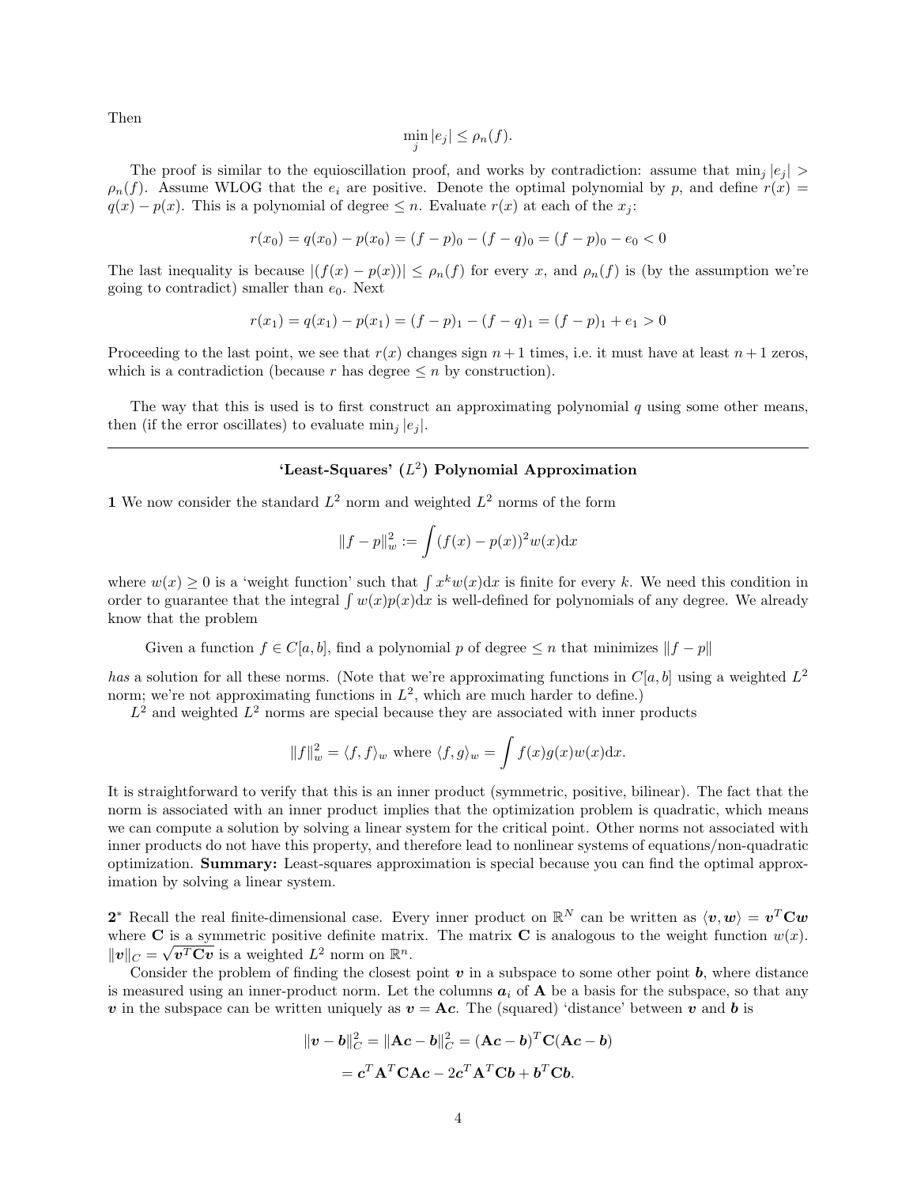Then

$$\min_j |e_j| \leq \rho_n(f).$$

The proof is similar to the equioscillation proof, and works by contradiction: assume that $\min_j |e_j| > \rho_n(f)$. Assume WLOG that the $e_i$ are positive. Denote the optimal polynomial by $p$, and define $r(x) = q(x) - p(x)$. This is a polynomial of degree $\leq n$. Evaluate $r(x)$ at each of the $x_j$:

$$r(x_0) = q(x_0) - p(x_0) = (f-p)_0 - (f-q)_0 = (f-p)_0 - e_0 < 0$$

The last inequality is because $|(f(x) - p(x))| \leq \rho_n(f)$ for every $x$, and $\rho_n(f)$ is (by the assumption we're going to contradict) smaller than $e_0$. Next

$$r(x_1) = q(x_1) - p(x_1) = (f-p)_1 - (f-q)_1 = (f-p)_1 + e_1 > 0$$

Proceeding to the last point, we see that $r(x)$ changes sign $n+1$ times, i.e. it must have at least $n+1$ zeros, which is a contradiction (because $r$ has degree $\leq n$ by construction).

The way that this is used is to first construct an approximating polynomial $q$ using some other means, then (if the error oscillates) to evaluate $\min_j |e_j|$.

---

## 'Least-Squares' ($L^2$) Polynomial Approximation

**1** We now consider the standard $L^2$ norm and weighted $L^2$ norms of the form

$$\|f - p\|_w^2 := \int (f(x) - p(x))^2 w(x) \mathrm{d}x$$

where $w(x) \geq 0$ is a 'weight function' such that $\int x^k w(x) \mathrm{d}x$ is finite for every $k$. We need this condition in order to guarantee that the integral $\int w(x)p(x)\mathrm{d}x$ is well-defined for polynomials of any degree. We already know that the problem

Given a function $f \in C[a,b]$, find a polynomial $p$ of degree $\leq n$ that minimizes $\|f - p\|$

*has* a solution for all these norms. (Note that we're approximating functions in $C[a,b]$ using a weighted $L^2$ norm; we're not approximating functions in $L^2$, which are much harder to define.)

$L^2$ and weighted $L^2$ norms are special because they are associated with inner products

$$\|f\|_w^2 = \langle f, f \rangle_w \text{ where } \langle f, g \rangle_w = \int f(x)g(x)w(x)\mathrm{d}x.$$

It is straightforward to verify that this is an inner product (symmetric, positive, bilinear). The fact that the norm is associated with an inner product implies that the optimization problem is quadratic, which means we can compute a solution by solving a linear system for the critical point. Other norms not associated with inner products do not have this property, and therefore lead to nonlinear systems of equations/non-quadratic optimization. **Summary:** Least-squares approximation is special because you can find the optimal approximation by solving a linear system.

**2*** Recall the real finite-dimensional case. Every inner product on $\mathbb{R}^N$ can be written as $\langle \boldsymbol{v}, \boldsymbol{w} \rangle = \boldsymbol{v}^T \mathbf{C} \boldsymbol{w}$ where $\mathbf{C}$ is a symmetric positive definite matrix. The matrix $\mathbf{C}$ is analogous to the weight function $w(x)$. $\|\boldsymbol{v}\|_C = \sqrt{\boldsymbol{v}^T \mathbf{C} \boldsymbol{v}}$ is a weighted $L^2$ norm on $\mathbb{R}^n$.

Consider the problem of finding the closest point $\boldsymbol{v}$ in a subspace to some other point $\boldsymbol{b}$, where distance is measured using an inner-product norm. Let the columns $\boldsymbol{a}_i$ of $\mathbf{A}$ be a basis for the subspace, so that any $\boldsymbol{v}$ in the subspace can be written uniquely as $\boldsymbol{v} = \mathbf{A}\boldsymbol{c}$. The (squared) 'distance' between $\boldsymbol{v}$ and $\boldsymbol{b}$ is

$$\|\boldsymbol{v} - \boldsymbol{b}\|_C^2 = \|\mathbf{A}\boldsymbol{c} - \boldsymbol{b}\|_C^2 = (\mathbf{A}\boldsymbol{c} - \boldsymbol{b})^T \mathbf{C} (\mathbf{A}\boldsymbol{c} - \boldsymbol{b})$$

$$= \boldsymbol{c}^T \mathbf{A}^T \mathbf{C} \mathbf{A} \boldsymbol{c} - 2\boldsymbol{c}^T \mathbf{A}^T \mathbf{C} \boldsymbol{b} + \boldsymbol{b}^T \mathbf{C} \boldsymbol{b}.$$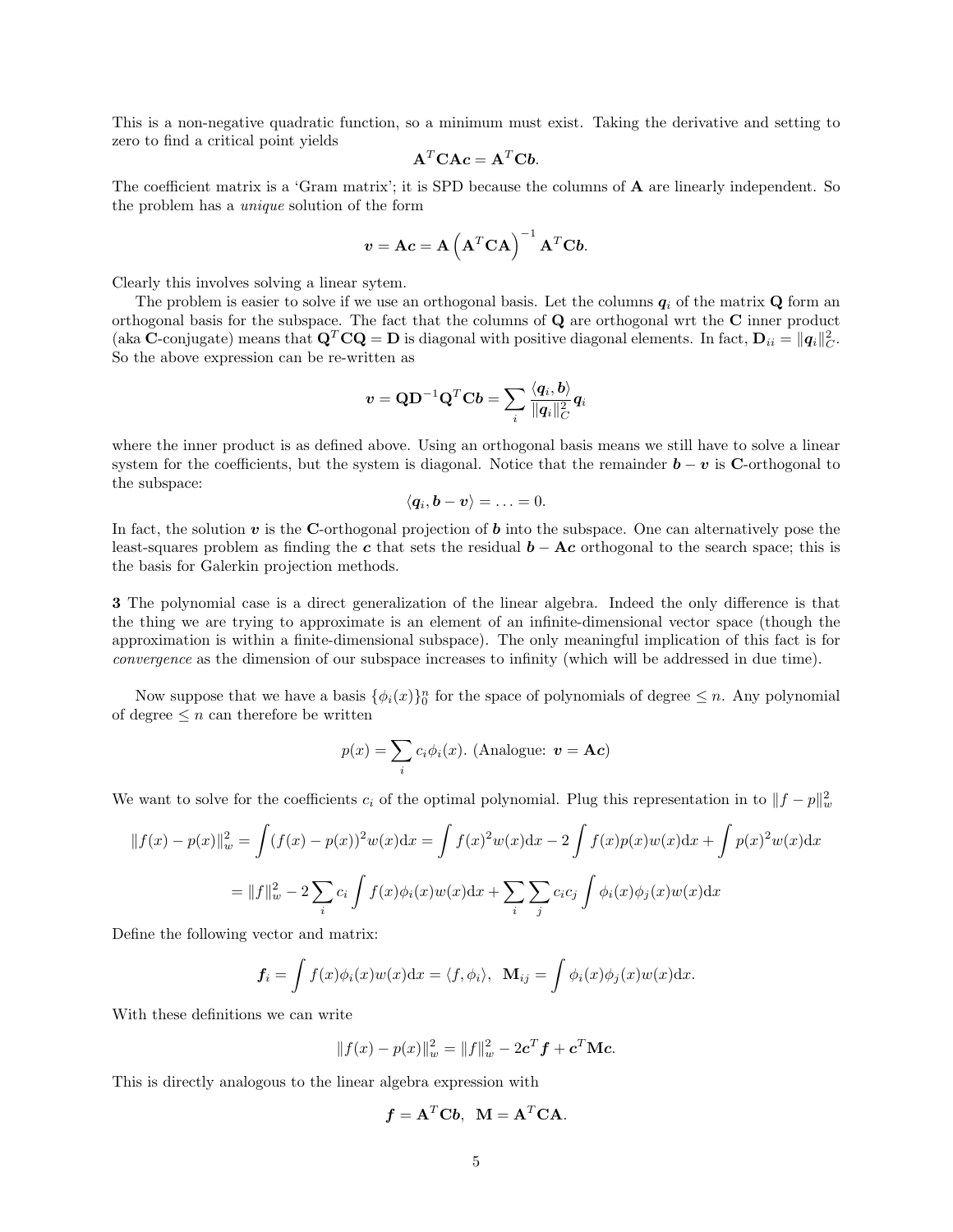This is a non-negative quadratic function, so a minimum must exist. Taking the derivative and setting to zero to find a critical point yields

$$\mathbf{A}^T\mathbf{C}\mathbf{A}\boldsymbol{c} = \mathbf{A}^T\mathbf{C}\boldsymbol{b}.$$

The coefficient matrix is a 'Gram matrix'; it is SPD because the columns of $\mathbf{A}$ are linearly independent. So the problem has a *unique* solution of the form

$$\boldsymbol{v} = \mathbf{A}\boldsymbol{c} = \mathbf{A}\left(\mathbf{A}^T\mathbf{C}\mathbf{A}\right)^{-1}\mathbf{A}^T\mathbf{C}\boldsymbol{b}.$$

Clearly this involves solving a linear sytem.

The problem is easier to solve if we use an orthogonal basis. Let the columns $\boldsymbol{q}_i$ of the matrix $\mathbf{Q}$ form an orthogonal basis for the subspace. The fact that the columns of $\mathbf{Q}$ are orthogonal wrt the $\mathbf{C}$ inner product (aka $\mathbf{C}$-conjugate) means that $\mathbf{Q}^T\mathbf{C}\mathbf{Q} = \mathbf{D}$ is diagonal with positive diagonal elements. In fact, $\mathbf{D}_{ii} = \|\boldsymbol{q}_i\|_C^2$. So the above expression can be re-written as

$$\boldsymbol{v} = \mathbf{Q}\mathbf{D}^{-1}\mathbf{Q}^T\mathbf{C}\boldsymbol{b} = \sum_i \frac{\langle \boldsymbol{q}_i, \boldsymbol{b}\rangle}{\|\boldsymbol{q}_i\|_C^2}\boldsymbol{q}_i$$

where the inner product is as defined above. Using an orthogonal basis means we still have to solve a linear system for the coefficients, but the system is diagonal. Notice that the remainder $\boldsymbol{b} - \boldsymbol{v}$ is $\mathbf{C}$-orthogonal to the subspace:

$$\langle \boldsymbol{q}_i, \boldsymbol{b} - \boldsymbol{v}\rangle = \ldots = 0.$$

In fact, the solution $\boldsymbol{v}$ is the $\mathbf{C}$-orthogonal projection of $\boldsymbol{b}$ into the subspace. One can alternatively pose the least-squares problem as finding the $\boldsymbol{c}$ that sets the residual $\boldsymbol{b} - \mathbf{A}\boldsymbol{c}$ orthogonal to the search space; this is the basis for Galerkin projection methods.

**3** The polynomial case is a direct generalization of the linear algebra. Indeed the only difference is that the thing we are trying to approximate is an element of an infinite-dimensional vector space (though the approximation is within a finite-dimensional subspace). The only meaningful implication of this fact is for *convergence* as the dimension of our subspace increases to infinity (which will be addressed in due time).

Now suppose that we have a basis $\{\phi_i(x)\}_0^n$ for the space of polynomials of degree $\le n$. Any polynomial of degree $\le n$ can therefore be written

$$p(x) = \sum_i c_i\phi_i(x). \text{ (Analogue: } \boldsymbol{v} = \mathbf{A}\boldsymbol{c}\text{)}$$

We want to solve for the coefficients $c_i$ of the optimal polynomial. Plug this representation in to $\|f - p\|_w^2$

$$\|f(x) - p(x)\|_w^2 = \int (f(x) - p(x))^2 w(x)\mathrm{d}x = \int f(x)^2 w(x)\mathrm{d}x - 2\int f(x)p(x)w(x)\mathrm{d}x + \int p(x)^2 w(x)\mathrm{d}x$$

$$= \|f\|_w^2 - 2\sum_i c_i \int f(x)\phi_i(x)w(x)\mathrm{d}x + \sum_i\sum_j c_i c_j \int \phi_i(x)\phi_j(x)w(x)\mathrm{d}x$$

Define the following vector and matrix:

$$\boldsymbol{f}_i = \int f(x)\phi_i(x)w(x)\mathrm{d}x = \langle f, \phi_i\rangle, \quad \mathbf{M}_{ij} = \int \phi_i(x)\phi_j(x)w(x)\mathrm{d}x.$$

With these definitions we can write

$$\|f(x) - p(x)\|_w^2 = \|f\|_w^2 - 2\boldsymbol{c}^T\boldsymbol{f} + \boldsymbol{c}^T\mathbf{M}\boldsymbol{c}.$$

This is directly analogous to the linear algebra expression with

$$\boldsymbol{f} = \mathbf{A}^T\mathbf{C}\boldsymbol{b}, \quad \mathbf{M} = \mathbf{A}^T\mathbf{C}\mathbf{A}.$$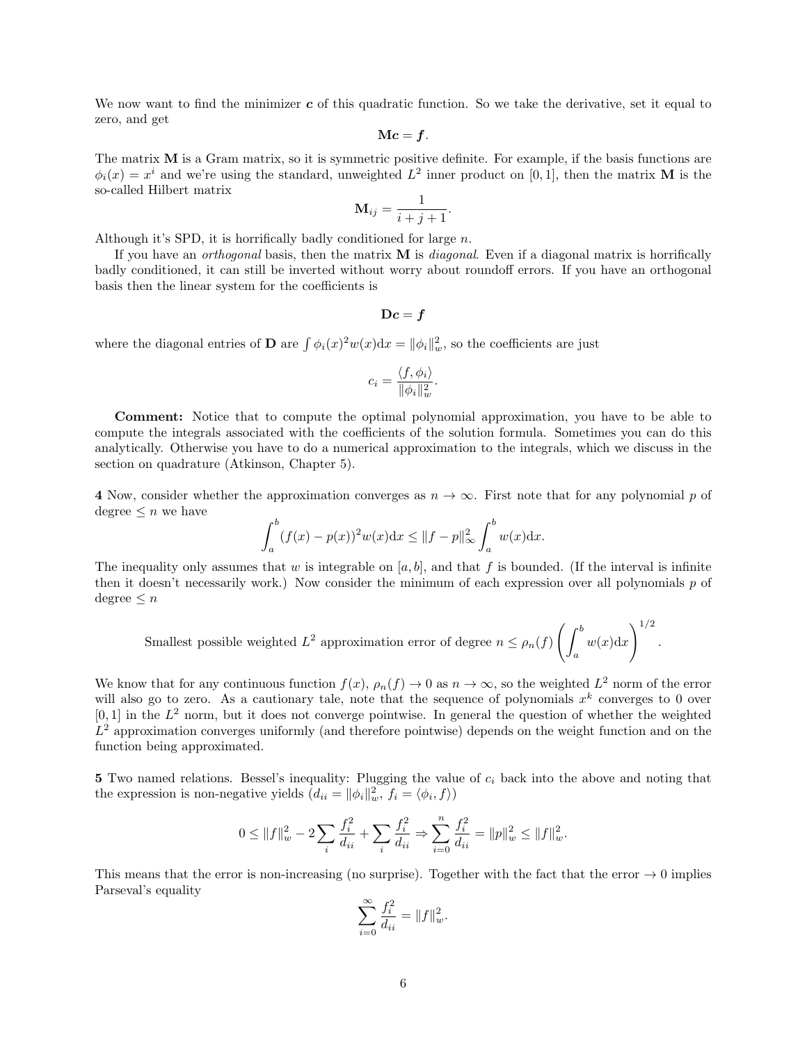We now want to find the minimizer $\boldsymbol{c}$ of this quadratic function. So we take the derivative, set it equal to zero, and get

$$\mathbf{M}\boldsymbol{c} = \boldsymbol{f}.$$

The matrix $\mathbf{M}$ is a Gram matrix, so it is symmetric positive definite. For example, if the basis functions are $\phi_i(x) = x^i$ and we're using the standard, unweighted $L^2$ inner product on $[0,1]$, then the matrix $\mathbf{M}$ is the so-called Hilbert matrix

$$\mathbf{M}_{ij} = \frac{1}{i+j+1}.$$

Although it's SPD, it is horrifically badly conditioned for large $n$.

If you have an *orthogonal* basis, then the matrix $\mathbf{M}$ is *diagonal*. Even if a diagonal matrix is horrifically badly conditioned, it can still be inverted without worry about roundoff errors. If you have an orthogonal basis then the linear system for the coefficients is

$$\mathbf{D}\boldsymbol{c} = \boldsymbol{f}$$

where the diagonal entries of $\mathbf{D}$ are $\int \phi_i(x)^2 w(x)\mathrm{d}x = \|\phi_i\|_w^2$, so the coefficients are just

$$c_i = \frac{\langle f, \phi_i\rangle}{\|\phi_i\|_w^2}.$$

**Comment:** Notice that to compute the optimal polynomial approximation, you have to be able to compute the integrals associated with the coefficients of the solution formula. Sometimes you can do this analytically. Otherwise you have to do a numerical approximation to the integrals, which we discuss in the section on quadrature (Atkinson, Chapter 5).

**4** Now, consider whether the approximation converges as $n \to \infty$. First note that for any polynomial $p$ of degree $\leq n$ we have

$$\int_a^b (f(x) - p(x))^2 w(x)\mathrm{d}x \leq \|f - p\|_\infty^2 \int_a^b w(x)\mathrm{d}x.$$

The inequality only assumes that $w$ is integrable on $[a,b]$, and that $f$ is bounded. (If the interval is infinite then it doesn't necessarily work.) Now consider the minimum of each expression over all polynomials $p$ of degree $\leq n$

$$\text{Smallest possible weighted } L^2 \text{ approximation error of degree } n \leq \rho_n(f)\left(\int_a^b w(x)\mathrm{d}x\right)^{1/2}.$$

We know that for any continuous function $f(x)$, $\rho_n(f) \to 0$ as $n \to \infty$, so the weighted $L^2$ norm of the error will also go to zero. As a cautionary tale, note that the sequence of polynomials $x^k$ converges to 0 over $[0,1]$ in the $L^2$ norm, but it does not converge pointwise. In general the question of whether the weighted $L^2$ approximation converges uniformly (and therefore pointwise) depends on the weight function and on the function being approximated.

**5** Two named relations. Bessel's inequality: Plugging the value of $c_i$ back into the above and noting that the expression is non-negative yields ($d_{ii} = \|\phi_i\|_w^2$, $f_i = \langle \phi_i, f\rangle$)

$$0 \leq \|f\|_w^2 - 2\sum_i \frac{f_i^2}{d_{ii}} + \sum_i \frac{f_i^2}{d_{ii}} \Rightarrow \sum_{i=0}^n \frac{f_i^2}{d_{ii}} = \|p\|_w^2 \leq \|f\|_w^2.$$

This means that the error is non-increasing (no surprise). Together with the fact that the error $\to 0$ implies Parseval's equality

$$\sum_{i=0}^\infty \frac{f_i^2}{d_{ii}} = \|f\|_w^2.$$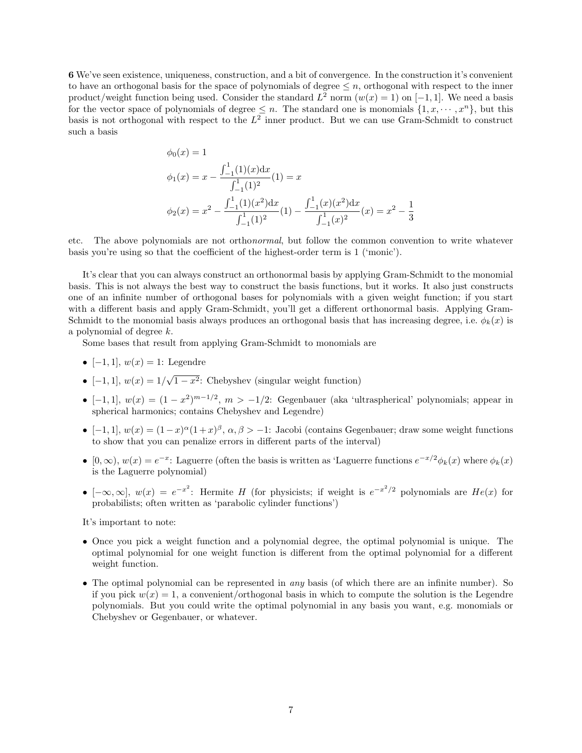**6** We've seen existence, uniqueness, construction, and a bit of convergence. In the construction it's convenient to have an orthogonal basis for the space of polynomials of degree $\leq n$, orthogonal with respect to the inner product/weight function being used. Consider the standard $L^2$ norm ($w(x) = 1$) on $[-1, 1]$. We need a basis for the vector space of polynomials of degree $\leq n$. The standard one is monomials $\{1, x, \cdots, x^n\}$, but this basis is not orthogonal with respect to the $L^2$ inner product. But we can use Gram-Schmidt to construct such a basis

$$\phi_0(x) = 1$$

$$\phi_1(x) = x - \frac{\int_{-1}^{1}(1)(x)\mathrm{d}x}{\int_{-1}^{1}(1)^2}(1) = x$$

$$\phi_2(x) = x^2 - \frac{\int_{-1}^{1}(1)(x^2)\mathrm{d}x}{\int_{-1}^{1}(1)^2}(1) - \frac{\int_{-1}^{1}(x)(x^2)\mathrm{d}x}{\int_{-1}^{1}(x)^2}(x) = x^2 - \frac{1}{3}$$

etc. The above polynomials are not ortho*normal*, but follow the common convention to write whatever basis you're using so that the coefficient of the highest-order term is 1 ('monic').

It's clear that you can always construct an orthonormal basis by applying Gram-Schmidt to the monomial basis. This is not always the best way to construct the basis functions, but it works. It also just constructs one of an infinite number of orthogonal bases for polynomials with a given weight function; if you start with a different basis and apply Gram-Schmidt, you'll get a different orthonormal basis. Applying Gram-Schmidt to the monomial basis always produces an orthogonal basis that has increasing degree, i.e. $\phi_k(x)$ is a polynomial of degree $k$.

Some bases that result from applying Gram-Schmidt to monomials are

- $[-1, 1]$, $w(x) = 1$: Legendre
- $[-1, 1]$, $w(x) = 1/\sqrt{1 - x^2}$: Chebyshev (singular weight function)
- $[-1, 1]$, $w(x) = (1 - x^2)^{m-1/2}$, $m > -1/2$: Gegenbauer (aka 'ultraspherical' polynomials; appear in spherical harmonics; contains Chebyshev and Legendre)
- $[-1, 1]$, $w(x) = (1 - x)^{\alpha}(1 + x)^{\beta}$, $\alpha, \beta > -1$: Jacobi (contains Gegenbauer; draw some weight functions to show that you can penalize errors in different parts of the interval)
- $[0, \infty)$, $w(x) = e^{-x}$: Laguerre (often the basis is written as 'Laguerre functions $e^{-x/2}\phi_k(x)$ where $\phi_k(x)$ is the Laguerre polynomial)
- $[-\infty, \infty]$, $w(x) = e^{-x^2}$: Hermite $H$ (for physicists; if weight is $e^{-x^2/2}$ polynomials are $He(x)$ for probabilists; often written as 'parabolic cylinder functions')

It's important to note:

- Once you pick a weight function and a polynomial degree, the optimal polynomial is unique. The optimal polynomial for one weight function is different from the optimal polynomial for a different weight function.
- The optimal polynomial can be represented in *any* basis (of which there are an infinite number). So if you pick $w(x) = 1$, a convenient/orthogonal basis in which to compute the solution is the Legendre polynomials. But you could write the optimal polynomial in any basis you want, e.g. monomials or Chebyshev or Gegenbauer, or whatever.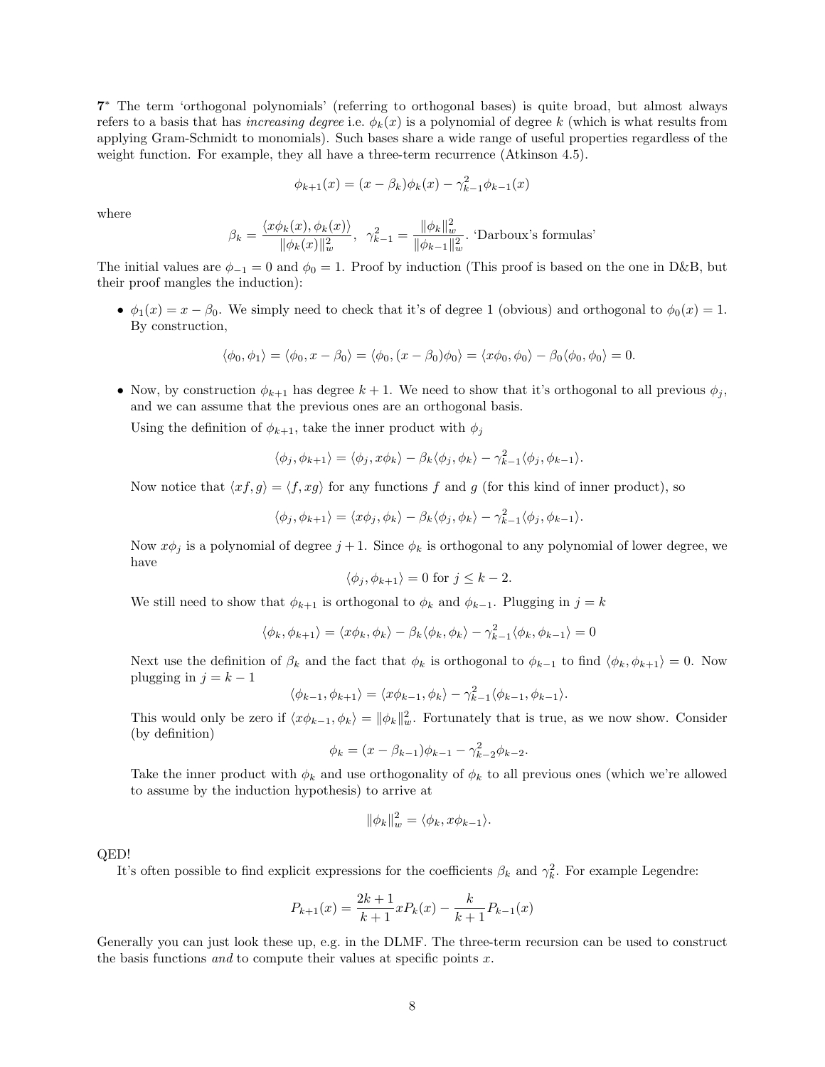**7*** The term 'orthogonal polynomials' (referring to orthogonal bases) is quite broad, but almost always refers to a basis that has *increasing degree* i.e. $\phi_k(x)$ is a polynomial of degree $k$ (which is what results from applying Gram-Schmidt to monomials). Such bases share a wide range of useful properties regardless of the weight function. For example, they all have a three-term recurrence (Atkinson 4.5).

$$\phi_{k+1}(x) = (x - \beta_k)\phi_k(x) - \gamma_{k-1}^2 \phi_{k-1}(x)$$

where

$$\beta_k = \frac{\langle x\phi_k(x), \phi_k(x)\rangle}{\|\phi_k(x)\|_w^2}, \quad \gamma_{k-1}^2 = \frac{\|\phi_k\|_w^2}{\|\phi_{k-1}\|_w^2}. \text{ 'Darboux's formulas'}$$

The initial values are $\phi_{-1} = 0$ and $\phi_0 = 1$. Proof by induction (This proof is based on the one in D&B, but their proof mangles the induction):

- $\phi_1(x) = x - \beta_0$. We simply need to check that it's of degree 1 (obvious) and orthogonal to $\phi_0(x) = 1$. By construction,

  $$\langle \phi_0, \phi_1 \rangle = \langle \phi_0, x - \beta_0 \rangle = \langle \phi_0, (x - \beta_0)\phi_0 \rangle = \langle x\phi_0, \phi_0 \rangle - \beta_0 \langle \phi_0, \phi_0 \rangle = 0.$$

- Now, by construction $\phi_{k+1}$ has degree $k+1$. We need to show that it's orthogonal to all previous $\phi_j$, and we can assume that the previous ones are an orthogonal basis.

  Using the definition of $\phi_{k+1}$, take the inner product with $\phi_j$

  $$\langle \phi_j, \phi_{k+1} \rangle = \langle \phi_j, x\phi_k \rangle - \beta_k \langle \phi_j, \phi_k \rangle - \gamma_{k-1}^2 \langle \phi_j, \phi_{k-1} \rangle.$$

  Now notice that $\langle xf, g \rangle = \langle f, xg \rangle$ for any functions $f$ and $g$ (for this kind of inner product), so

  $$\langle \phi_j, \phi_{k+1} \rangle = \langle x\phi_j, \phi_k \rangle - \beta_k \langle \phi_j, \phi_k \rangle - \gamma_{k-1}^2 \langle \phi_j, \phi_{k-1} \rangle.$$

  Now $x\phi_j$ is a polynomial of degree $j+1$. Since $\phi_k$ is orthogonal to any polynomial of lower degree, we have

  $$\langle \phi_j, \phi_{k+1} \rangle = 0 \text{ for } j \leq k-2.$$

  We still need to show that $\phi_{k+1}$ is orthogonal to $\phi_k$ and $\phi_{k-1}$. Plugging in $j = k$

  $$\langle \phi_k, \phi_{k+1} \rangle = \langle x\phi_k, \phi_k \rangle - \beta_k \langle \phi_k, \phi_k \rangle - \gamma_{k-1}^2 \langle \phi_k, \phi_{k-1} \rangle = 0$$

  Next use the definition of $\beta_k$ and the fact that $\phi_k$ is orthogonal to $\phi_{k-1}$ to find $\langle \phi_k, \phi_{k+1} \rangle = 0$. Now plugging in $j = k-1$

  $$\langle \phi_{k-1}, \phi_{k+1} \rangle = \langle x\phi_{k-1}, \phi_k \rangle - \gamma_{k-1}^2 \langle \phi_{k-1}, \phi_{k-1} \rangle.$$

  This would only be zero if $\langle x\phi_{k-1}, \phi_k \rangle = \|\phi_k\|_w^2$. Fortunately that is true, as we now show. Consider (by definition)

  $$\phi_k = (x - \beta_{k-1})\phi_{k-1} - \gamma_{k-2}^2 \phi_{k-2}.$$

  Take the inner product with $\phi_k$ and use orthogonality of $\phi_k$ to all previous ones (which we're allowed to assume by the induction hypothesis) to arrive at

  $$\|\phi_k\|_w^2 = \langle \phi_k, x\phi_{k-1} \rangle.$$

QED!

It's often possible to find explicit expressions for the coefficients $\beta_k$ and $\gamma_k^2$. For example Legendre:

$$P_{k+1}(x) = \frac{2k+1}{k+1} x P_k(x) - \frac{k}{k+1} P_{k-1}(x)$$

Generally you can just look these up, e.g. in the DLMF. The three-term recursion can be used to construct the basis functions *and* to compute their values at specific points $x$.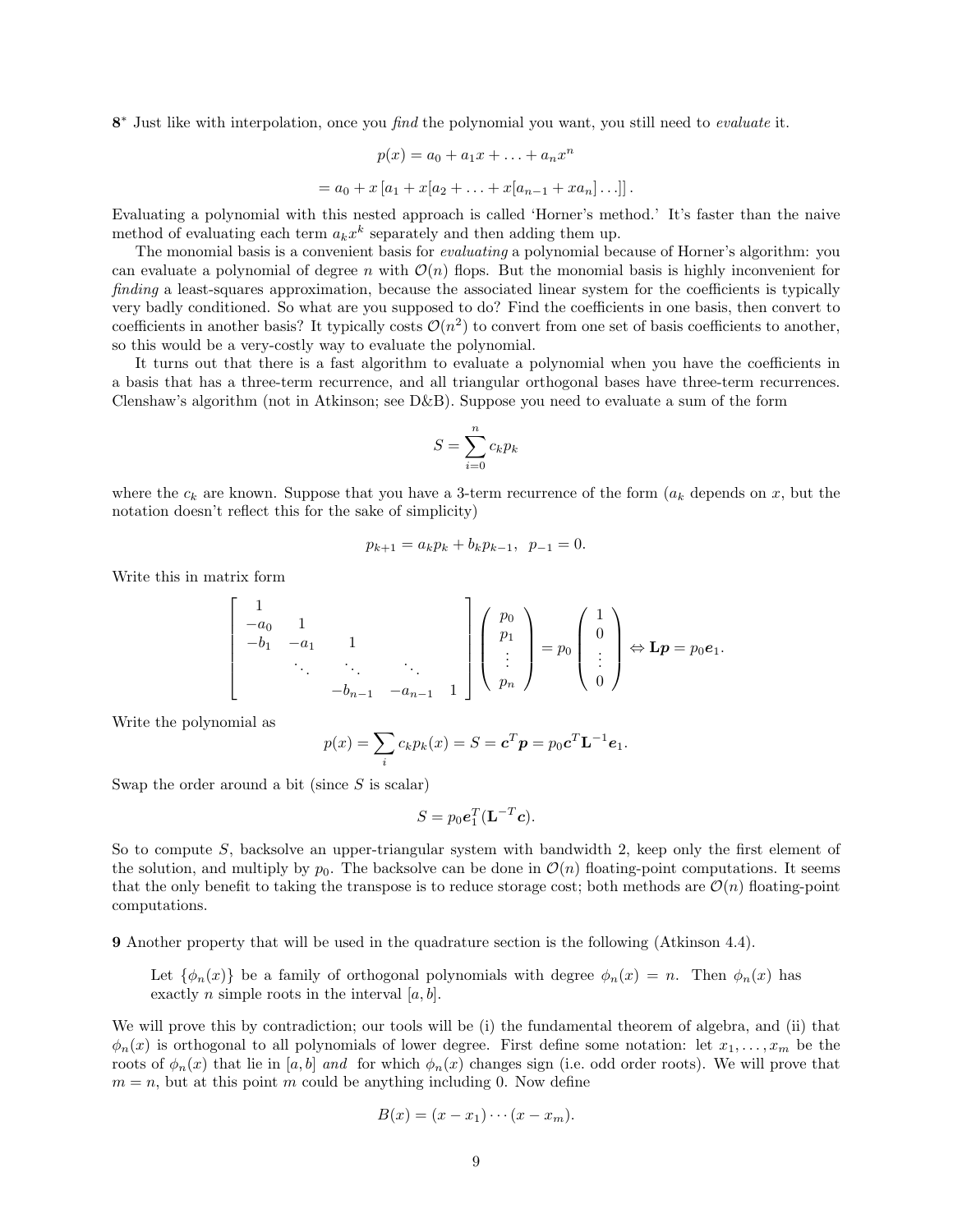**8*** Just like with interpolation, once you *find* the polynomial you want, you still need to *evaluate* it.

$$p(x) = a_0 + a_1 x + \ldots + a_n x^n$$

$$= a_0 + x\left[a_1 + x[a_2 + \ldots + x[a_{n-1} + xa_n]\ldots]\right].$$

Evaluating a polynomial with this nested approach is called 'Horner's method.' It's faster than the naive method of evaluating each term $a_k x^k$ separately and then adding them up.

The monomial basis is a convenient basis for *evaluating* a polynomial because of Horner's algorithm: you can evaluate a polynomial of degree $n$ with $\mathcal{O}(n)$ flops. But the monomial basis is highly inconvenient for *finding* a least-squares approximation, because the associated linear system for the coefficients is typically very badly conditioned. So what are you supposed to do? Find the coefficients in one basis, then convert to coefficients in another basis? It typically costs $\mathcal{O}(n^2)$ to convert from one set of basis coefficients to another, so this would be a very-costly way to evaluate the polynomial.

It turns out that there is a fast algorithm to evaluate a polynomial when you have the coefficients in a basis that has a three-term recurrence, and all triangular orthogonal bases have three-term recurrences. Clenshaw's algorithm (not in Atkinson; see D&B). Suppose you need to evaluate a sum of the form

$$S = \sum_{i=0}^{n} c_k p_k$$

where the $c_k$ are known. Suppose that you have a 3-term recurrence of the form ($a_k$ depends on $x$, but the notation doesn't reflect this for the sake of simplicity)

$$p_{k+1} = a_k p_k + b_k p_{k-1}, \;\; p_{-1} = 0.$$

Write this in matrix form

$$\begin{bmatrix} 1 & & & & \\ -a_0 & 1 & & & \\ -b_1 & -a_1 & 1 & & \\ & \ddots & \ddots & \ddots & \\ & & -b_{n-1} & -a_{n-1} & 1 \end{bmatrix} \begin{pmatrix} p_0 \\ p_1 \\ \vdots \\ p_n \end{pmatrix} = p_0 \begin{pmatrix} 1 \\ 0 \\ \vdots \\ 0 \end{pmatrix} \Leftrightarrow \mathbf{L}\boldsymbol{p} = p_0 \boldsymbol{e}_1.$$

Write the polynomial as

$$p(x) = \sum_i c_k p_k(x) = S = \boldsymbol{c}^T \boldsymbol{p} = p_0 \boldsymbol{c}^T \mathbf{L}^{-1} \boldsymbol{e}_1.$$

Swap the order around a bit (since $S$ is scalar)

$$S = p_0 \boldsymbol{e}_1^T (\mathbf{L}^{-T} \boldsymbol{c}).$$

So to compute $S$, backsolve an upper-triangular system with bandwidth 2, keep only the first element of the solution, and multiply by $p_0$. The backsolve can be done in $\mathcal{O}(n)$ floating-point computations. It seems that the only benefit to taking the transpose is to reduce storage cost; both methods are $\mathcal{O}(n)$ floating-point computations.

**9** Another property that will be used in the quadrature section is the following (Atkinson 4.4).

> Let $\{\phi_n(x)\}$ be a family of orthogonal polynomials with degree $\phi_n(x) = n$. Then $\phi_n(x)$ has exactly $n$ simple roots in the interval $[a, b]$.

We will prove this by contradiction; our tools will be (i) the fundamental theorem of algebra, and (ii) that $\phi_n(x)$ is orthogonal to all polynomials of lower degree. First define some notation: let $x_1, \ldots, x_m$ be the roots of $\phi_n(x)$ that lie in $[a, b]$ *and* for which $\phi_n(x)$ changes sign (i.e. odd order roots). We will prove that $m = n$, but at this point $m$ could be anything including 0. Now define

$$B(x) = (x - x_1) \cdots (x - x_m).$$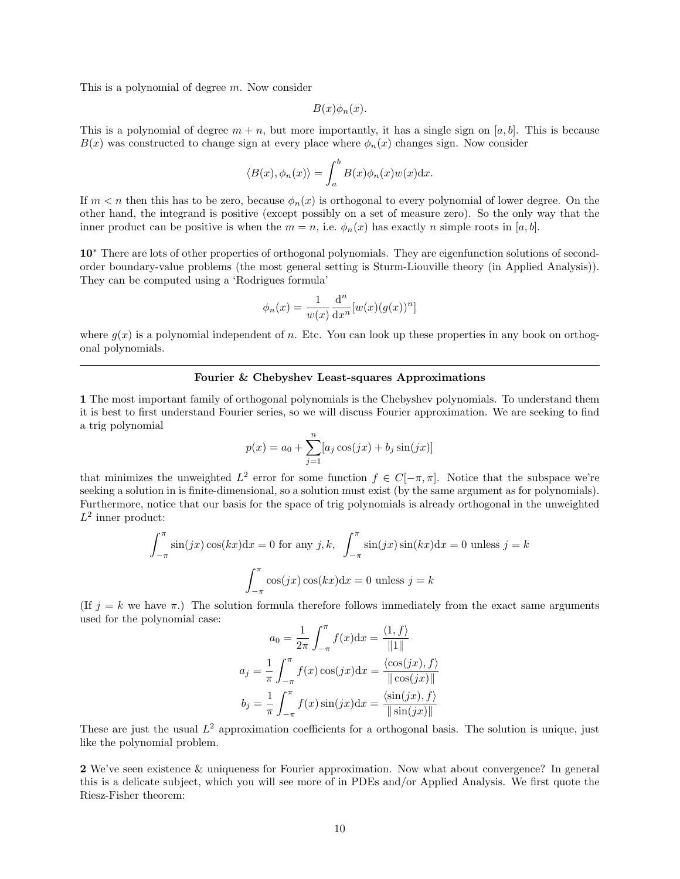This is a polynomial of degree $m$. Now consider

$$B(x)\phi_n(x).$$

This is a polynomial of degree $m+n$, but more importantly, it has a single sign on $[a,b]$. This is because $B(x)$ was constructed to change sign at every place where $\phi_n(x)$ changes sign. Now consider

$$\langle B(x), \phi_n(x)\rangle = \int_a^b B(x)\phi_n(x)w(x)\mathrm{d}x.$$

If $m < n$ then this has to be zero, because $\phi_n(x)$ is orthogonal to every polynomial of lower degree. On the other hand, the integrand is positive (except possibly on a set of measure zero). So the only way that the inner product can be positive is when the $m = n$, i.e. $\phi_n(x)$ has exactly $n$ simple roots in $[a,b]$.

**10*** There are lots of other properties of orthogonal polynomials. They are eigenfunction solutions of second-order boundary-value problems (the most general setting is Sturm-Liouville theory (in Applied Analysis)). They can be computed using a 'Rodrigues formula'

$$\phi_n(x) = \frac{1}{w(x)}\frac{\mathrm{d}^n}{\mathrm{d}x^n}[w(x)(g(x))^n]$$

where $g(x)$ is a polynomial independent of $n$. Etc. You can look up these properties in any book on orthogonal polynomials.

---

**Fourier & Chebyshev Least-squares Approximations**

**1** The most important family of orthogonal polynomials is the Chebyshev polynomials. To understand them it is best to first understand Fourier series, so we will discuss Fourier approximation. We are seeking to find a trig polynomial

$$p(x) = a_0 + \sum_{j=1}^{n}[a_j\cos(jx) + b_j\sin(jx)]$$

that minimizes the unweighted $L^2$ error for some function $f \in C[-\pi,\pi]$. Notice that the subspace we're seeking a solution in is finite-dimensional, so a solution must exist (by the same argument as for polynomials). Furthermore, notice that our basis for the space of trig polynomials is already orthogonal in the unweighted $L^2$ inner product:

$$\int_{-\pi}^{\pi}\sin(jx)\cos(kx)\mathrm{d}x = 0 \text{ for any } j,k, \quad \int_{-\pi}^{\pi}\sin(jx)\sin(kx)\mathrm{d}x = 0 \text{ unless } j=k$$

$$\int_{-\pi}^{\pi}\cos(jx)\cos(kx)\mathrm{d}x = 0 \text{ unless } j=k$$

(If $j=k$ we have $\pi$.) The solution formula therefore follows immediately from the exact same arguments used for the polynomial case:

$$a_0 = \frac{1}{2\pi}\int_{-\pi}^{\pi}f(x)\mathrm{d}x = \frac{\langle 1, f\rangle}{\|1\|}$$

$$a_j = \frac{1}{\pi}\int_{-\pi}^{\pi}f(x)\cos(jx)\mathrm{d}x = \frac{\langle\cos(jx), f\rangle}{\|\cos(jx)\|}$$

$$b_j = \frac{1}{\pi}\int_{-\pi}^{\pi}f(x)\sin(jx)\mathrm{d}x = \frac{\langle\sin(jx), f\rangle}{\|\sin(jx)\|}$$

These are just the usual $L^2$ approximation coefficients for a orthogonal basis. The solution is unique, just like the polynomial problem.

**2** We've seen existence & uniqueness for Fourier approximation. Now what about convergence? In general this is a delicate subject, which you will see more of in PDEs and/or Applied Analysis. We first quote the Riesz-Fisher theorem: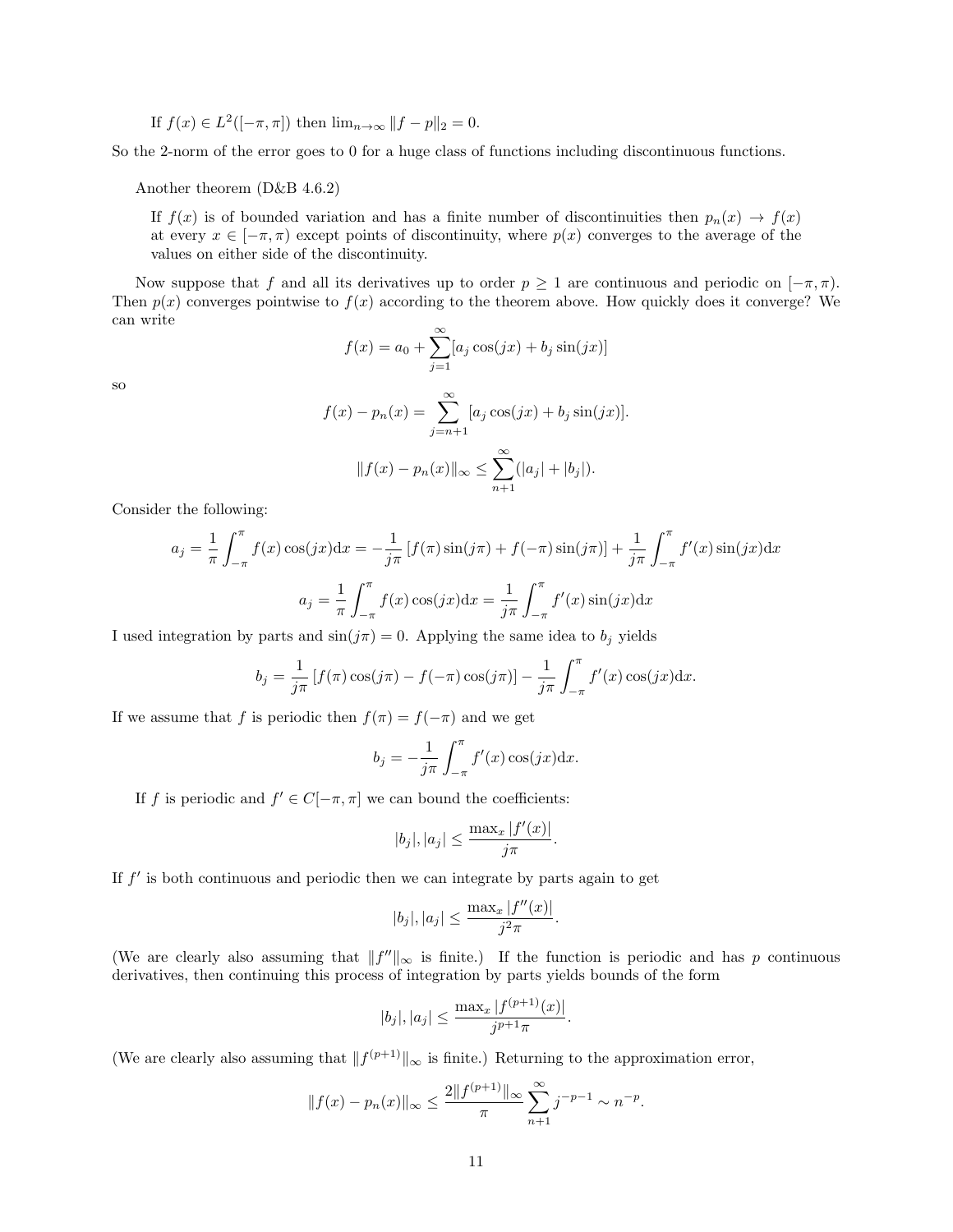If $f(x) \in L^2([-\pi, \pi])$ then $\lim_{n\to\infty} \|f - p\|_2 = 0$.

So the 2-norm of the error goes to 0 for a huge class of functions including discontinuous functions.

Another theorem (D&B 4.6.2)

> If $f(x)$ is of bounded variation and has a finite number of discontinuities then $p_n(x) \to f(x)$ at every $x \in [-\pi, \pi)$ except points of discontinuity, where $p(x)$ converges to the average of the values on either side of the discontinuity.

Now suppose that $f$ and all its derivatives up to order $p \geq 1$ are continuous and periodic on $[-\pi, \pi)$. Then $p(x)$ converges pointwise to $f(x)$ according to the theorem above. How quickly does it converge? We can write

$$f(x) = a_0 + \sum_{j=1}^{\infty} [a_j \cos(jx) + b_j \sin(jx)]$$

so

$$f(x) - p_n(x) = \sum_{j=n+1}^{\infty} [a_j \cos(jx) + b_j \sin(jx)].$$

$$\|f(x) - p_n(x)\|_\infty \leq \sum_{n+1}^{\infty} (|a_j| + |b_j|).$$

Consider the following:

$$a_j = \frac{1}{\pi}\int_{-\pi}^{\pi} f(x)\cos(jx)\mathrm{d}x = -\frac{1}{j\pi}\left[f(\pi)\sin(j\pi) + f(-\pi)\sin(j\pi)\right] + \frac{1}{j\pi}\int_{-\pi}^{\pi} f'(x)\sin(jx)\mathrm{d}x$$

$$a_j = \frac{1}{\pi}\int_{-\pi}^{\pi} f(x)\cos(jx)\mathrm{d}x = \frac{1}{j\pi}\int_{-\pi}^{\pi} f'(x)\sin(jx)\mathrm{d}x$$

I used integration by parts and $\sin(j\pi) = 0$. Applying the same idea to $b_j$ yields

$$b_j = \frac{1}{j\pi}\left[f(\pi)\cos(j\pi) - f(-\pi)\cos(j\pi)\right] - \frac{1}{j\pi}\int_{-\pi}^{\pi} f'(x)\cos(jx)\mathrm{d}x.$$

If we assume that $f$ is periodic then $f(\pi) = f(-\pi)$ and we get

$$b_j = -\frac{1}{j\pi}\int_{-\pi}^{\pi} f'(x)\cos(jx)\mathrm{d}x.$$

If $f$ is periodic and $f' \in C[-\pi, \pi]$ we can bound the coefficients:

$$|b_j|, |a_j| \leq \frac{\max_x |f'(x)|}{j\pi}.$$

If $f'$ is both continuous and periodic then we can integrate by parts again to get

$$|b_j|, |a_j| \leq \frac{\max_x |f''(x)|}{j^2\pi}.$$

(We are clearly also assuming that $\|f''\|_\infty$ is finite.) If the function is periodic and has $p$ continuous derivatives, then continuing this process of integration by parts yields bounds of the form

$$|b_j|, |a_j| \leq \frac{\max_x |f^{(p+1)}(x)|}{j^{p+1}\pi}.$$

(We are clearly also assuming that $\|f^{(p+1)}\|_\infty$ is finite.) Returning to the approximation error,

$$\|f(x) - p_n(x)\|_\infty \leq \frac{2\|f^{(p+1)}\|_\infty}{\pi}\sum_{n+1}^{\infty} j^{-p-1} \sim n^{-p}.$$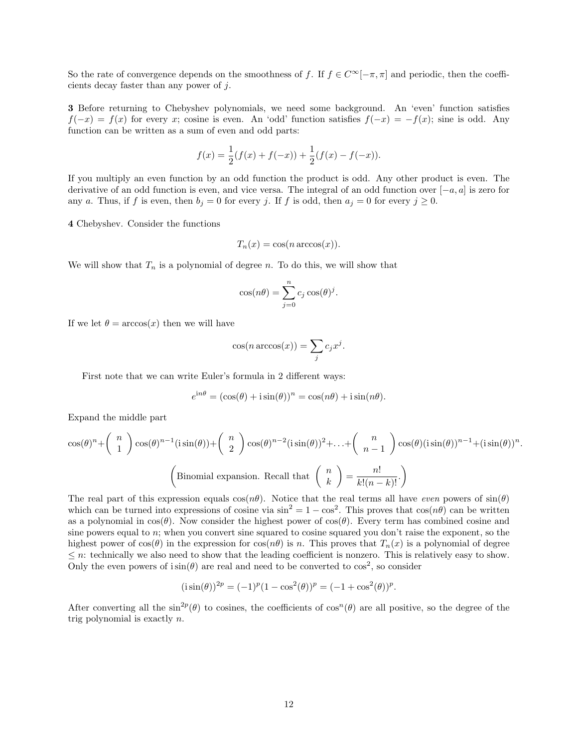So the rate of convergence depends on the smoothness of $f$. If $f \in C^\infty[-\pi,\pi]$ and periodic, then the coefficients decay faster than any power of $j$.

**3** Before returning to Chebyshev polynomials, we need some background. An 'even' function satisfies $f(-x) = f(x)$ for every $x$; cosine is even. An 'odd' function satisfies $f(-x) = -f(x)$; sine is odd. Any function can be written as a sum of even and odd parts:

$$f(x) = \frac{1}{2}(f(x) + f(-x)) + \frac{1}{2}(f(x) - f(-x)).$$

If you multiply an even function by an odd function the product is odd. Any other product is even. The derivative of an odd function is even, and vice versa. The integral of an odd function over $[-a, a]$ is zero for any $a$. Thus, if $f$ is even, then $b_j = 0$ for every $j$. If $f$ is odd, then $a_j = 0$ for every $j \geq 0$.

**4** Chebyshev. Consider the functions

$$T_n(x) = \cos(n \arccos(x)).$$

We will show that $T_n$ is a polynomial of degree $n$. To do this, we will show that

$$\cos(n\theta) = \sum_{j=0}^{n} c_j \cos(\theta)^j.$$

If we let $\theta = \arccos(x)$ then we will have

$$\cos(n \arccos(x)) = \sum_j c_j x^j.$$

First note that we can write Euler's formula in 2 different ways:

$$e^{\mathrm{i}n\theta} = (\cos(\theta) + \mathrm{i}\sin(\theta))^n = \cos(n\theta) + \mathrm{i}\sin(n\theta).$$

Expand the middle part

$$\cos(\theta)^n + \begin{pmatrix} n \\ 1 \end{pmatrix} \cos(\theta)^{n-1}(\mathrm{i}\sin(\theta)) + \begin{pmatrix} n \\ 2 \end{pmatrix} \cos(\theta)^{n-2}(\mathrm{i}\sin(\theta))^2 + \ldots + \begin{pmatrix} n \\ n-1 \end{pmatrix} \cos(\theta)(\mathrm{i}\sin(\theta))^{n-1} + (\mathrm{i}\sin(\theta))^n.$$

$$\left(\text{Binomial expansion. Recall that } \begin{pmatrix} n \\ k \end{pmatrix} = \frac{n!}{k!(n-k)!}.\right)$$

The real part of this expression equals $\cos(n\theta)$. Notice that the real terms all have *even* powers of $\sin(\theta)$ which can be turned into expressions of cosine via $\sin^2 = 1 - \cos^2$. This proves that $\cos(n\theta)$ can be written as a polynomial in $\cos(\theta)$. Now consider the highest power of $\cos(\theta)$. Every term has combined cosine and sine powers equal to $n$; when you convert sine squared to cosine squared you don't raise the exponent, so the highest power of $\cos(\theta)$ in the expression for $\cos(n\theta)$ is $n$. This proves that $T_n(x)$ is a polynomial of degree $\leq n$: technically we also need to show that the leading coefficient is nonzero. This is relatively easy to show. Only the even powers of $\mathrm{i}\sin(\theta)$ are real and need to be converted to $\cos^2$, so consider

$$(\mathrm{i}\sin(\theta))^{2p} = (-1)^p(1 - \cos^2(\theta))^p = (-1 + \cos^2(\theta))^p.$$

After converting all the $\sin^{2p}(\theta)$ to cosines, the coefficients of $\cos^n(\theta)$ are all positive, so the degree of the trig polynomial is exactly $n$.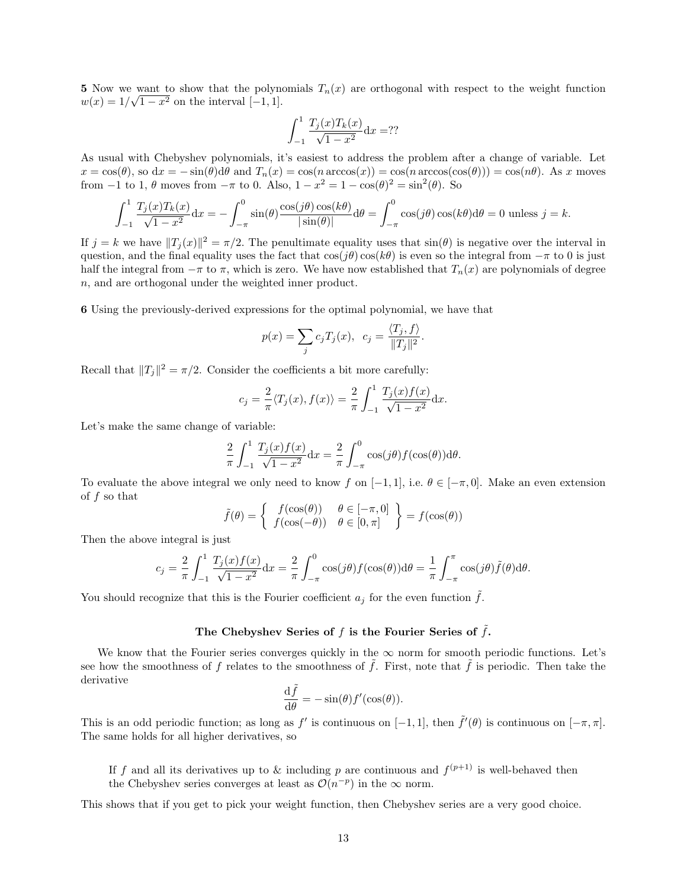**5** Now we want to show that the polynomials $T_n(x)$ are orthogonal with respect to the weight function $w(x) = 1/\sqrt{1-x^2}$ on the interval $[-1, 1]$.

$$\int_{-1}^{1} \frac{T_j(x)T_k(x)}{\sqrt{1-x^2}} \mathrm{d}x = ??$$

As usual with Chebyshev polynomials, it's easiest to address the problem after a change of variable. Let $x = \cos(\theta)$, so $\mathrm{d}x = -\sin(\theta)\mathrm{d}\theta$ and $T_n(x) = \cos(n \arccos(x)) = \cos(n \arccos(\cos(\theta))) = \cos(n\theta)$. As $x$ moves from $-1$ to 1, $\theta$ moves from $-\pi$ to 0. Also, $1 - x^2 = 1 - \cos(\theta)^2 = \sin^2(\theta)$. So

$$\int_{-1}^{1} \frac{T_j(x)T_k(x)}{\sqrt{1-x^2}} \mathrm{d}x = -\int_{-\pi}^{0} \sin(\theta) \frac{\cos(j\theta)\cos(k\theta)}{|\sin(\theta)|} \mathrm{d}\theta = \int_{-\pi}^{0} \cos(j\theta)\cos(k\theta)\mathrm{d}\theta = 0 \text{ unless } j = k.$$

If $j = k$ we have $\|T_j(x)\|^2 = \pi/2$. The penultimate equality uses that $\sin(\theta)$ is negative over the interval in question, and the final equality uses the fact that $\cos(j\theta)\cos(k\theta)$ is even so the integral from $-\pi$ to 0 is just half the integral from $-\pi$ to $\pi$, which is zero. We have now established that $T_n(x)$ are polynomials of degree $n$, and are orthogonal under the weighted inner product.

**6** Using the previously-derived expressions for the optimal polynomial, we have that

$$p(x) = \sum_j c_j T_j(x), \quad c_j = \frac{\langle T_j, f \rangle}{\|T_j\|^2}.$$

Recall that $\|T_j\|^2 = \pi/2$. Consider the coefficients a bit more carefully:

$$c_j = \frac{2}{\pi}\langle T_j(x), f(x) \rangle = \frac{2}{\pi} \int_{-1}^{1} \frac{T_j(x)f(x)}{\sqrt{1-x^2}} \mathrm{d}x.$$

Let's make the same change of variable:

$$\frac{2}{\pi} \int_{-1}^{1} \frac{T_j(x)f(x)}{\sqrt{1-x^2}} \mathrm{d}x = \frac{2}{\pi} \int_{-\pi}^{0} \cos(j\theta) f(\cos(\theta))\mathrm{d}\theta.$$

To evaluate the above integral we only need to know $f$ on $[-1, 1]$, i.e. $\theta \in [-\pi, 0]$. Make an even extension of $f$ so that

$$\tilde{f}(\theta) = \left\{ \begin{array}{ll} f(\cos(\theta)) & \theta \in [-\pi, 0] \\ f(\cos(-\theta)) & \theta \in [0, \pi] \end{array} \right\} = f(\cos(\theta))$$

Then the above integral is just

$$c_j = \frac{2}{\pi} \int_{-1}^{1} \frac{T_j(x)f(x)}{\sqrt{1-x^2}} \mathrm{d}x = \frac{2}{\pi} \int_{-\pi}^{0} \cos(j\theta) f(\cos(\theta))\mathrm{d}\theta = \frac{1}{\pi} \int_{-\pi}^{\pi} \cos(j\theta) \tilde{f}(\theta)\mathrm{d}\theta.$$

You should recognize that this is the Fourier coefficient $a_j$ for the even function $\tilde{f}$.

**The Chebyshev Series of $f$ is the Fourier Series of $\tilde{f}$.**

We know that the Fourier series converges quickly in the $\infty$ norm for smooth periodic functions. Let's see how the smoothness of $f$ relates to the smoothness of $\tilde{f}$. First, note that $\tilde{f}$ is periodic. Then take the derivative

$$\frac{\mathrm{d}\tilde{f}}{\mathrm{d}\theta} = -\sin(\theta) f'(\cos(\theta)).$$

This is an odd periodic function; as long as $f'$ is continuous on $[-1, 1]$, then $\tilde{f}'(\theta)$ is continuous on $[-\pi, \pi]$. The same holds for all higher derivatives, so

> If $f$ and all its derivatives up to & including $p$ are continuous and $f^{(p+1)}$ is well-behaved then the Chebyshev series converges at least as $\mathcal{O}(n^{-p})$ in the $\infty$ norm.

This shows that if you get to pick your weight function, then Chebyshev series are a very good choice.